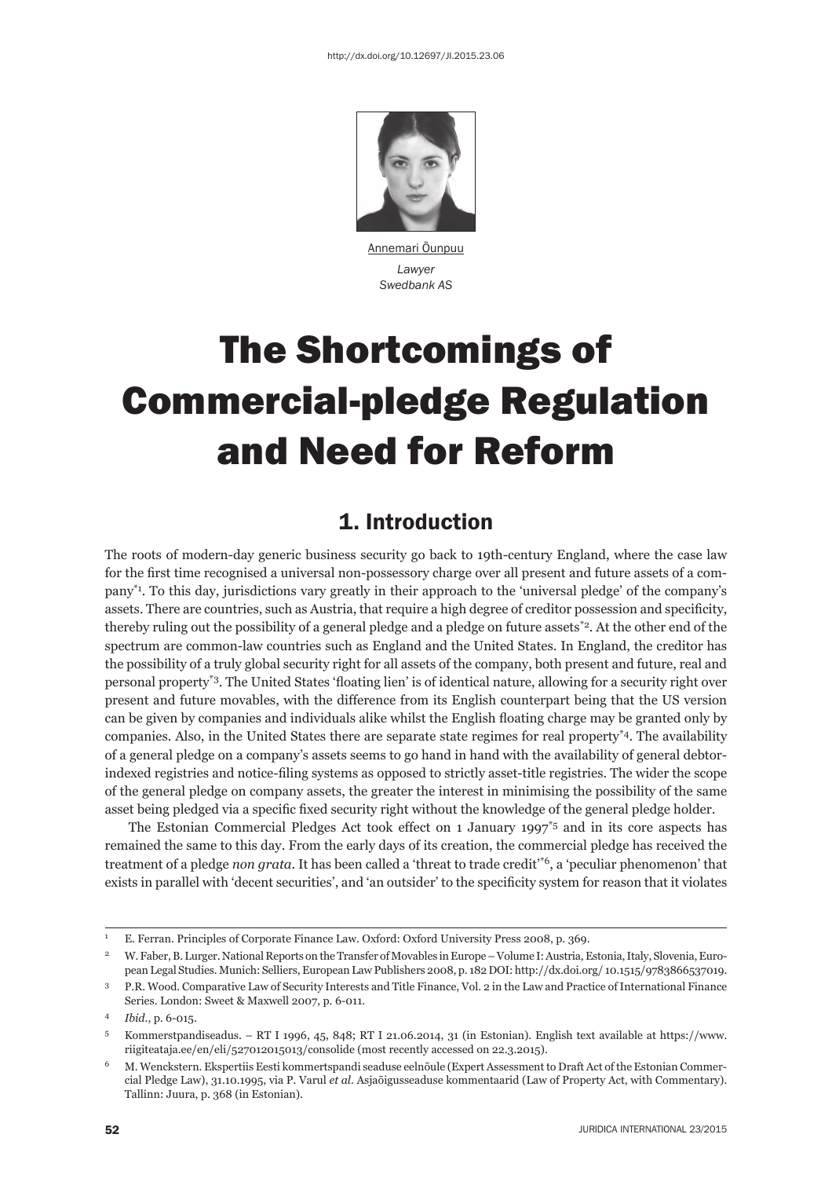http://dx.doi.org/10.12697/JI.2015.23.06

Annemari Õunpuu

*Lawyer*
*Swedbank AS*

# The Shortcomings of Commercial-pledge Regulation and Need for Reform

## 1. Introduction

The roots of modern-day generic business security go back to 19th-century England, where the case law for the first time recognised a universal non-possessory charge over all present and future assets of a company[*1]. To this day, jurisdictions vary greatly in their approach to the 'universal pledge' of the company's assets. There are countries, such as Austria, that require a high degree of creditor possession and specificity, thereby ruling out the possibility of a general pledge and a pledge on future assets[*2]. At the other end of the spectrum are common-law countries such as England and the United States. In England, the creditor has the possibility of a truly global security right for all assets of the company, both present and future, real and personal property[*3]. The United States 'floating lien' is of identical nature, allowing for a security right over present and future movables, with the difference from its English counterpart being that the US version can be given by companies and individuals alike whilst the English floating charge may be granted only by companies. Also, in the United States there are separate state regimes for real property[*4]. The availability of a general pledge on a company's assets seems to go hand in hand with the availability of general debtor-indexed registries and notice-filing systems as opposed to strictly asset-title registries. The wider the scope of the general pledge on company assets, the greater the interest in minimising the possibility of the same asset being pledged via a specific fixed security right without the knowledge of the general pledge holder.

The Estonian Commercial Pledges Act took effect on 1 January 1997[*5] and in its core aspects has remained the same to this day. From the early days of its creation, the commercial pledge has received the treatment of a pledge *non grata*. It has been called a 'threat to trade credit'[*6], a 'peculiar phenomenon' that exists in parallel with 'decent securities', and 'an outsider' to the specificity system for reason that it violates

---

[1] E. Ferran. Principles of Corporate Finance Law. Oxford: Oxford University Press 2008, p. 369.

[2] W. Faber, B. Lurger. National Reports on the Transfer of Movables in Europe – Volume I: Austria, Estonia, Italy, Slovenia, European Legal Studies. Munich: Selliers, European Law Publishers 2008, p. 182 DOI: http://dx.doi.org/ 10.1515/9783866537019.

[3] P.R. Wood. Comparative Law of Security Interests and Title Finance, Vol. 2 in the Law and Practice of International Finance Series. London: Sweet & Maxwell 2007, p. 6-011.

[4] *Ibid.*, p. 6-015.

[5] Kommerstpandiseadus. – RT I 1996, 45, 848; RT I 21.06.2014, 31 (in Estonian). English text available at https://www.riigiteataja.ee/en/eli/527012015013/consolide (most recently accessed on 22.3.2015).

[6] M. Wenckstern. Ekspertiis Eesti kommertspandi seaduse eelnõule (Expert Assessment to Draft Act of the Estonian Commercial Pledge Law), 31.10.1995, via P. Varul *et al.* Asjaõigusseaduse kommentaarid (Law of Property Act, with Commentary). Tallinn: Juura, p. 368 (in Estonian).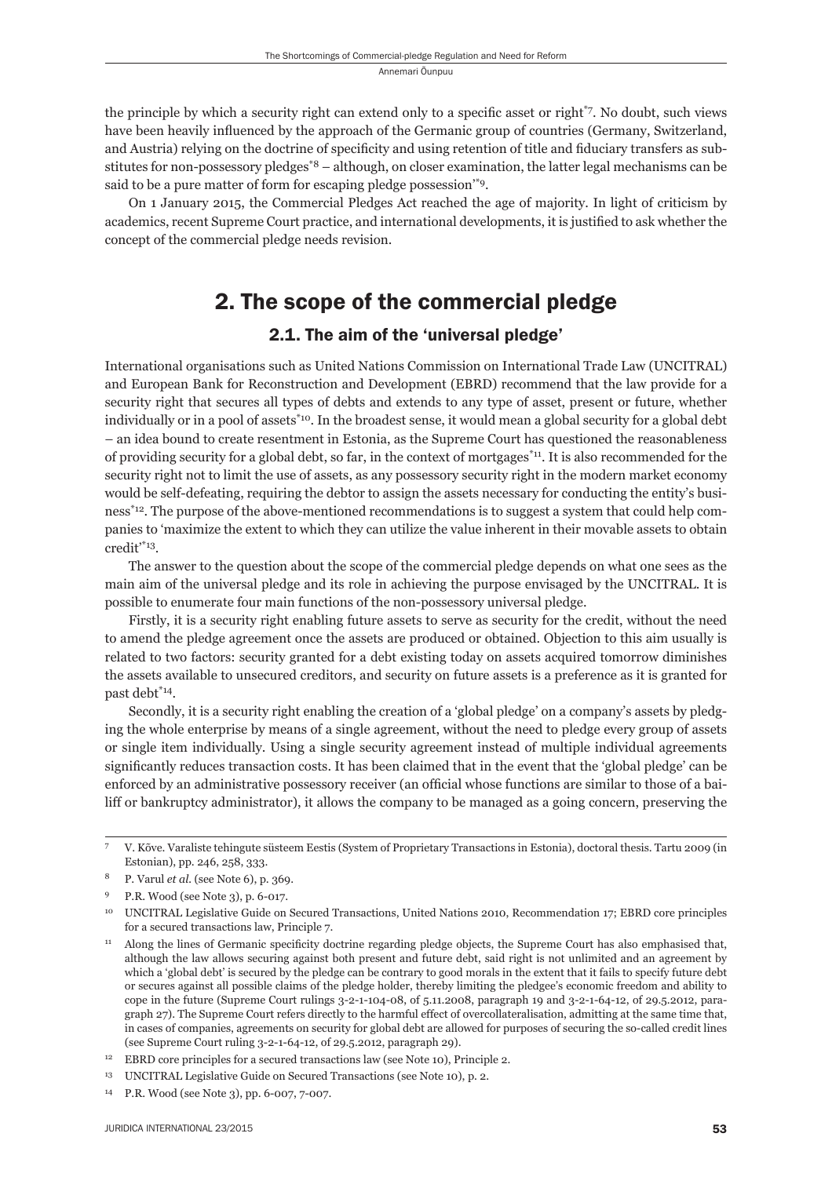the principle by which a security right can extend only to a specific asset or right[*7]. No doubt, such views have been heavily influenced by the approach of the Germanic group of countries (Germany, Switzerland, and Austria) relying on the doctrine of specificity and using retention of title and fiduciary transfers as substitutes for non-possessory pledges[*8] – although, on closer examination, the latter legal mechanisms can be said to be a pure matter of form for escaping pledge possession'[*9].

On 1 January 2015, the Commercial Pledges Act reached the age of majority. In light of criticism by academics, recent Supreme Court practice, and international developments, it is justified to ask whether the concept of the commercial pledge needs revision.

## 2. The scope of the commercial pledge

### 2.1. The aim of the 'universal pledge'

International organisations such as United Nations Commission on International Trade Law (UNCITRAL) and European Bank for Reconstruction and Development (EBRD) recommend that the law provide for a security right that secures all types of debts and extends to any type of asset, present or future, whether individually or in a pool of assets[*10]. In the broadest sense, it would mean a global security for a global debt – an idea bound to create resentment in Estonia, as the Supreme Court has questioned the reasonableness of providing security for a global debt, so far, in the context of mortgages[*11]. It is also recommended for the security right not to limit the use of assets, as any possessory security right in the modern market economy would be self-defeating, requiring the debtor to assign the assets necessary for conducting the entity's business[*12]. The purpose of the above-mentioned recommendations is to suggest a system that could help companies to 'maximize the extent to which they can utilize the value inherent in their movable assets to obtain credit'[*13].

The answer to the question about the scope of the commercial pledge depends on what one sees as the main aim of the universal pledge and its role in achieving the purpose envisaged by the UNCITRAL. It is possible to enumerate four main functions of the non-possessory universal pledge.

Firstly, it is a security right enabling future assets to serve as security for the credit, without the need to amend the pledge agreement once the assets are produced or obtained. Objection to this aim usually is related to two factors: security granted for a debt existing today on assets acquired tomorrow diminishes the assets available to unsecured creditors, and security on future assets is a preference as it is granted for past debt[*14].

Secondly, it is a security right enabling the creation of a 'global pledge' on a company's assets by pledging the whole enterprise by means of a single agreement, without the need to pledge every group of assets or single item individually. Using a single security agreement instead of multiple individual agreements significantly reduces transaction costs. It has been claimed that in the event that the 'global pledge' can be enforced by an administrative possessory receiver (an official whose functions are similar to those of a bailiff or bankruptcy administrator), it allows the company to be managed as a going concern, preserving the

---

[7] V. Kõve. Varaliste tehingute süsteem Eestis (System of Proprietary Transactions in Estonia), doctoral thesis. Tartu 2009 (in Estonian), pp. 246, 258, 333.

[8] P. Varul *et al.* (see Note 6), p. 369.

[9] P.R. Wood (see Note 3), p. 6-017.

[10] UNCITRAL Legislative Guide on Secured Transactions, United Nations 2010, Recommendation 17; EBRD core principles for a secured transactions law, Principle 7.

[11] Along the lines of Germanic specificity doctrine regarding pledge objects, the Supreme Court has also emphasised that, although the law allows securing against both present and future debt, said right is not unlimited and an agreement by which a 'global debt' is secured by the pledge can be contrary to good morals in the extent that it fails to specify future debt or secures against all possible claims of the pledge holder, thereby limiting the pledgee's economic freedom and ability to cope in the future (Supreme Court rulings 3-2-1-104-08, of 5.11.2008, paragraph 19 and 3-2-1-64-12, of 29.5.2012, paragraph 27). The Supreme Court refers directly to the harmful effect of overcollateralisation, admitting at the same time that, in cases of companies, agreements on security for global debt are allowed for purposes of securing the so-called credit lines (see Supreme Court ruling 3-2-1-64-12, of 29.5.2012, paragraph 29).

[12] EBRD core principles for a secured transactions law (see Note 10), Principle 2.

[13] UNCITRAL Legislative Guide on Secured Transactions (see Note 10), p. 2.

[14] P.R. Wood (see Note 3), pp. 6-007, 7-007.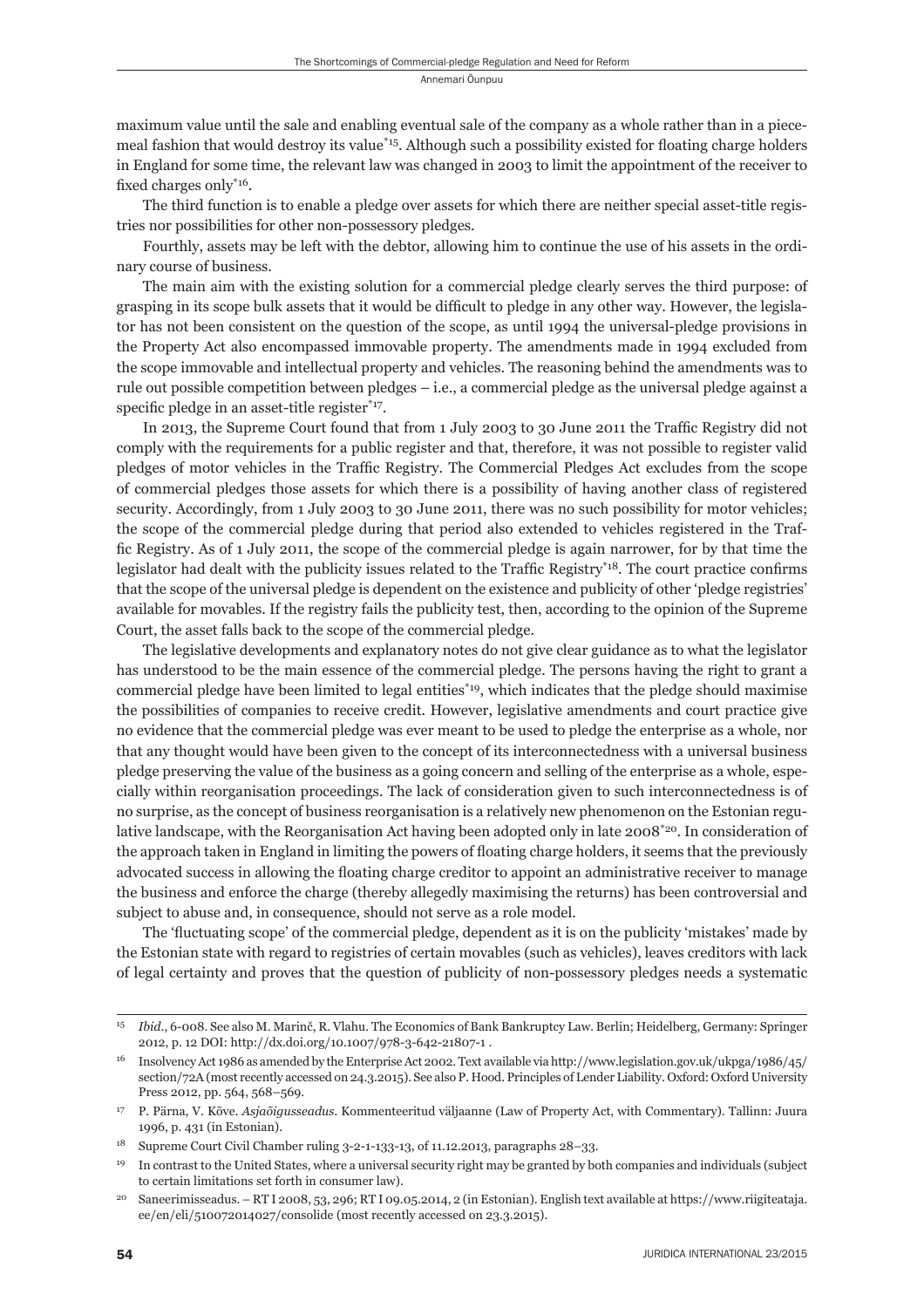maximum value until the sale and enabling eventual sale of the company as a whole rather than in a piecemeal fashion that would destroy its value[*15]. Although such a possibility existed for floating charge holders in England for some time, the relevant law was changed in 2003 to limit the appointment of the receiver to fixed charges only[*16].

The third function is to enable a pledge over assets for which there are neither special asset-title registries nor possibilities for other non-possessory pledges.

Fourthly, assets may be left with the debtor, allowing him to continue the use of his assets in the ordinary course of business.

The main aim with the existing solution for a commercial pledge clearly serves the third purpose: of grasping in its scope bulk assets that it would be difficult to pledge in any other way. However, the legislator has not been consistent on the question of the scope, as until 1994 the universal-pledge provisions in the Property Act also encompassed immovable property. The amendments made in 1994 excluded from the scope immovable and intellectual property and vehicles. The reasoning behind the amendments was to rule out possible competition between pledges – i.e., a commercial pledge as the universal pledge against a specific pledge in an asset-title register[*17].

In 2013, the Supreme Court found that from 1 July 2003 to 30 June 2011 the Traffic Registry did not comply with the requirements for a public register and that, therefore, it was not possible to register valid pledges of motor vehicles in the Traffic Registry. The Commercial Pledges Act excludes from the scope of commercial pledges those assets for which there is a possibility of having another class of registered security. Accordingly, from 1 July 2003 to 30 June 2011, there was no such possibility for motor vehicles; the scope of the commercial pledge during that period also extended to vehicles registered in the Traffic Registry. As of 1 July 2011, the scope of the commercial pledge is again narrower, for by that time the legislator had dealt with the publicity issues related to the Traffic Registry[*18]. The court practice confirms that the scope of the universal pledge is dependent on the existence and publicity of other 'pledge registries' available for movables. If the registry fails the publicity test, then, according to the opinion of the Supreme Court, the asset falls back to the scope of the commercial pledge.

The legislative developments and explanatory notes do not give clear guidance as to what the legislator has understood to be the main essence of the commercial pledge. The persons having the right to grant a commercial pledge have been limited to legal entities[*19], which indicates that the pledge should maximise the possibilities of companies to receive credit. However, legislative amendments and court practice give no evidence that the commercial pledge was ever meant to be used to pledge the enterprise as a whole, nor that any thought would have been given to the concept of its interconnectedness with a universal business pledge preserving the value of the business as a going concern and selling of the enterprise as a whole, especially within reorganisation proceedings. The lack of consideration given to such interconnectedness is of no surprise, as the concept of business reorganisation is a relatively new phenomenon on the Estonian regulative landscape, with the Reorganisation Act having been adopted only in late 2008[*20]. In consideration of the approach taken in England in limiting the powers of floating charge holders, it seems that the previously advocated success in allowing the floating charge creditor to appoint an administrative receiver to manage the business and enforce the charge (thereby allegedly maximising the returns) has been controversial and subject to abuse and, in consequence, should not serve as a role model.

The 'fluctuating scope' of the commercial pledge, dependent as it is on the publicity 'mistakes' made by the Estonian state with regard to registries of certain movables (such as vehicles), leaves creditors with lack of legal certainty and proves that the question of publicity of non-possessory pledges needs a systematic

---

[15] *Ibid*., 6-008. See also M. Marinč, R. Vlahu. The Economics of Bank Bankruptcy Law. Berlin; Heidelberg, Germany: Springer 2012, p. 12 DOI: http://dx.doi.org/10.1007/978-3-642-21807-1 .

[16] Insolvency Act 1986 as amended by the Enterprise Act 2002. Text available via http://www.legislation.gov.uk/ukpga/1986/45/section/72A (most recently accessed on 24.3.2015). See also P. Hood. Principles of Lender Liability. Oxford: Oxford University Press 2012, pp. 564, 568–569.

[17] P. Pärna, V. Kõve. *Asjaõigusseadus*. Kommenteeritud väljaanne (Law of Property Act, with Commentary). Tallinn: Juura 1996, p. 431 (in Estonian).

[18] Supreme Court Civil Chamber ruling 3-2-1-133-13, of 11.12.2013, paragraphs 28–33.

[19] In contrast to the United States, where a universal security right may be granted by both companies and individuals (subject to certain limitations set forth in consumer law).

[20] Saneerimisseadus. – RT I 2008, 53, 296; RT I 09.05.2014, 2 (in Estonian). English text available at https://www.riigiteataja.ee/en/eli/510072014027/consolide (most recently accessed on 23.3.2015).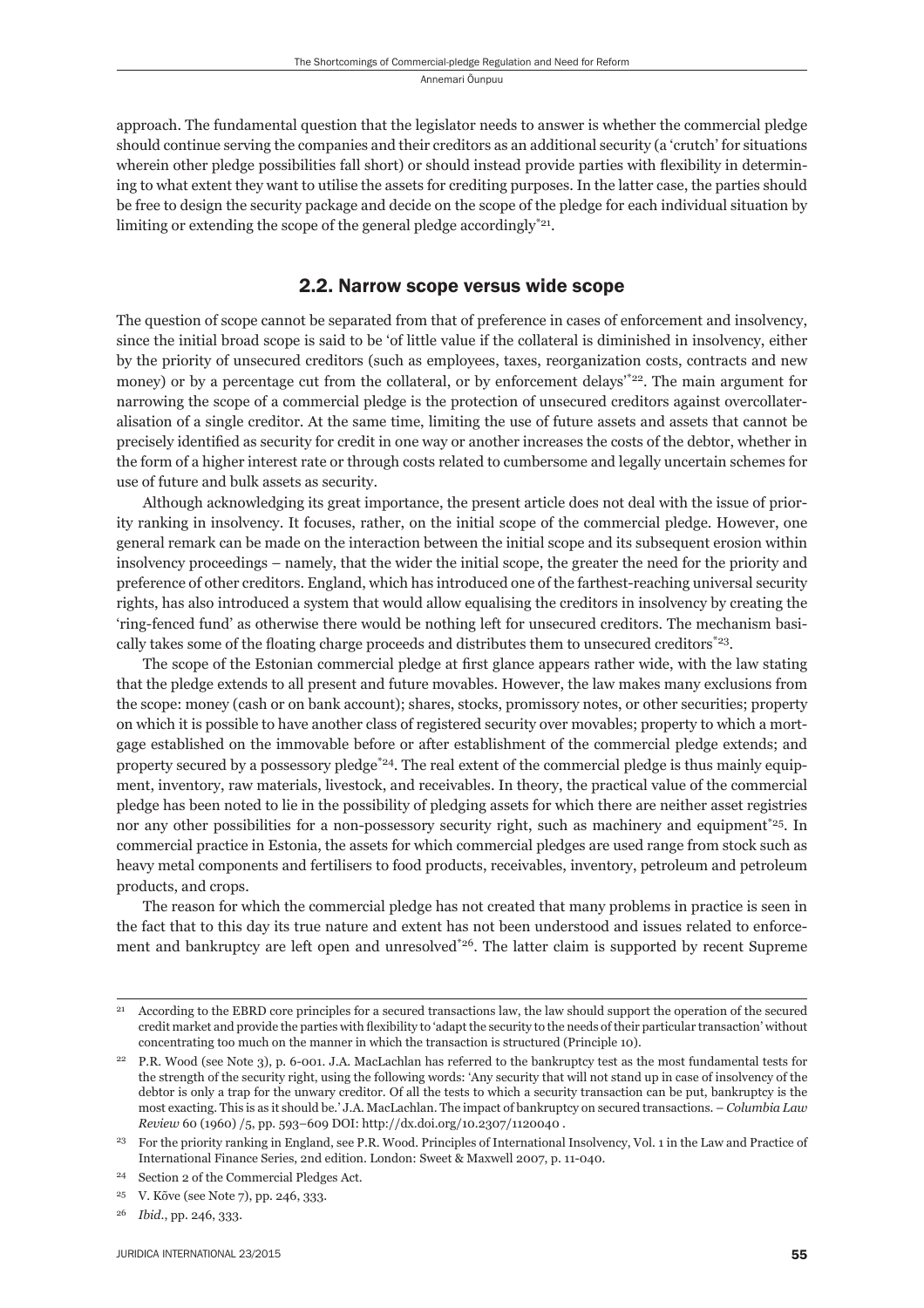approach. The fundamental question that the legislator needs to answer is whether the commercial pledge should continue serving the companies and their creditors as an additional security (a 'crutch' for situations wherein other pledge possibilities fall short) or should instead provide parties with flexibility in determining to what extent they want to utilise the assets for crediting purposes. In the latter case, the parties should be free to design the security package and decide on the scope of the pledge for each individual situation by limiting or extending the scope of the general pledge accordingly[*21].

## 2.2. Narrow scope versus wide scope

The question of scope cannot be separated from that of preference in cases of enforcement and insolvency, since the initial broad scope is said to be 'of little value if the collateral is diminished in insolvency, either by the priority of unsecured creditors (such as employees, taxes, reorganization costs, contracts and new money) or by a percentage cut from the collateral, or by enforcement delays'[*22]. The main argument for narrowing the scope of a commercial pledge is the protection of unsecured creditors against overcollateralisation of a single creditor. At the same time, limiting the use of future assets and assets that cannot be precisely identified as security for credit in one way or another increases the costs of the debtor, whether in the form of a higher interest rate or through costs related to cumbersome and legally uncertain schemes for use of future and bulk assets as security.

Although acknowledging its great importance, the present article does not deal with the issue of priority ranking in insolvency. It focuses, rather, on the initial scope of the commercial pledge. However, one general remark can be made on the interaction between the initial scope and its subsequent erosion within insolvency proceedings – namely, that the wider the initial scope, the greater the need for the priority and preference of other creditors. England, which has introduced one of the farthest-reaching universal security rights, has also introduced a system that would allow equalising the creditors in insolvency by creating the 'ring-fenced fund' as otherwise there would be nothing left for unsecured creditors. The mechanism basically takes some of the floating charge proceeds and distributes them to unsecured creditors[*23].

The scope of the Estonian commercial pledge at first glance appears rather wide, with the law stating that the pledge extends to all present and future movables. However, the law makes many exclusions from the scope: money (cash or on bank account); shares, stocks, promissory notes, or other securities; property on which it is possible to have another class of registered security over movables; property to which a mortgage established on the immovable before or after establishment of the commercial pledge extends; and property secured by a possessory pledge[*24]. The real extent of the commercial pledge is thus mainly equipment, inventory, raw materials, livestock, and receivables. In theory, the practical value of the commercial pledge has been noted to lie in the possibility of pledging assets for which there are neither asset registries nor any other possibilities for a non-possessory security right, such as machinery and equipment[*25]. In commercial practice in Estonia, the assets for which commercial pledges are used range from stock such as heavy metal components and fertilisers to food products, receivables, inventory, petroleum and petroleum products, and crops.

The reason for which the commercial pledge has not created that many problems in practice is seen in the fact that to this day its true nature and extent has not been understood and issues related to enforcement and bankruptcy are left open and unresolved[*26]. The latter claim is supported by recent Supreme

---

[21] According to the EBRD core principles for a secured transactions law, the law should support the operation of the secured credit market and provide the parties with flexibility to 'adapt the security to the needs of their particular transaction' without concentrating too much on the manner in which the transaction is structured (Principle 10).

[22] P.R. Wood (see Note 3), p. 6-001. J.A. MacLachlan has referred to the bankruptcy test as the most fundamental tests for the strength of the security right, using the following words: 'Any security that will not stand up in case of insolvency of the debtor is only a trap for the unwary creditor. Of all the tests to which a security transaction can be put, bankruptcy is the most exacting. This is as it should be.' J.A. MacLachlan. The impact of bankruptcy on secured transactions. – *Columbia Law Review* 60 (1960) /5, pp. 593–609 DOI: http://dx.doi.org/10.2307/1120040 .

[23] For the priority ranking in England, see P.R. Wood. Principles of International Insolvency, Vol. 1 in the Law and Practice of International Finance Series, 2nd edition. London: Sweet & Maxwell 2007, p. 11-040.

[24] Section 2 of the Commercial Pledges Act.

[25] V. Kõve (see Note 7), pp. 246, 333.

[26] *Ibid*., pp. 246, 333.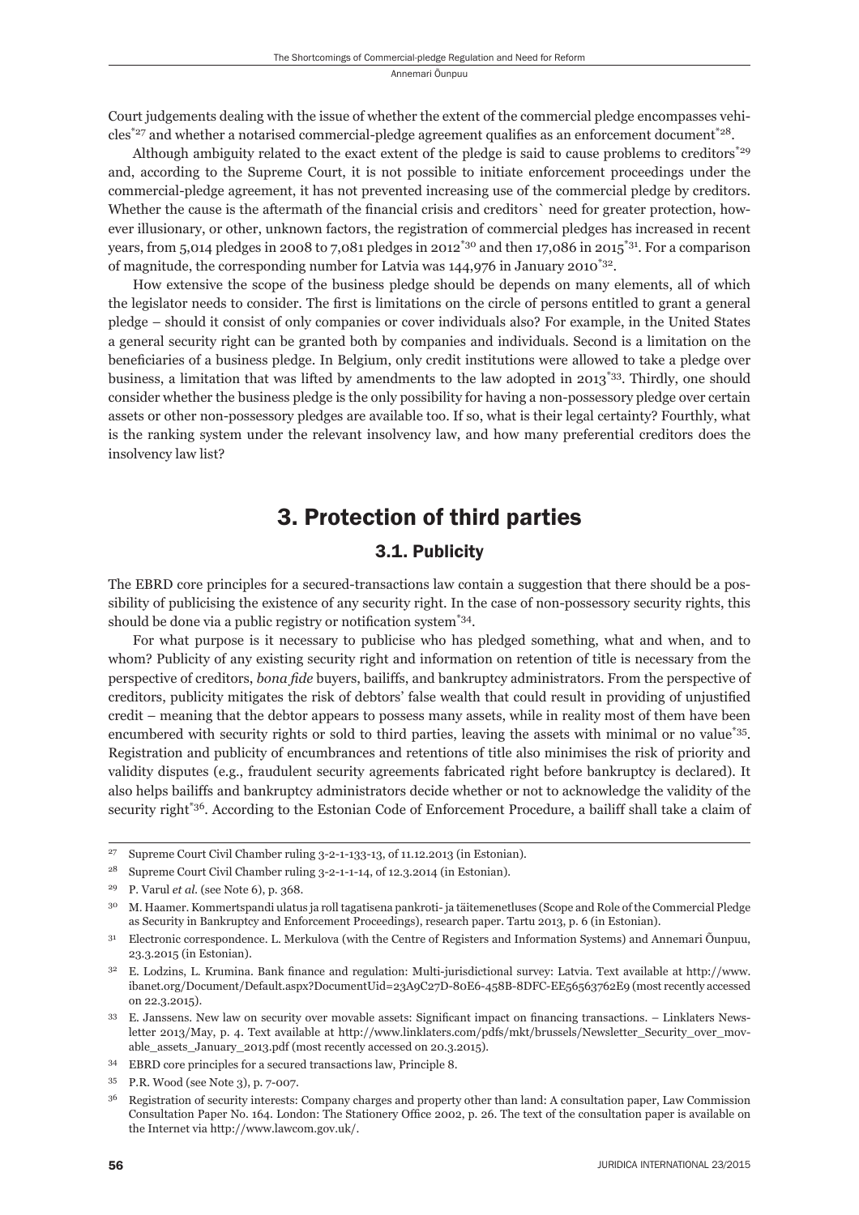Court judgements dealing with the issue of whether the extent of the commercial pledge encompasses vehicles[27] and whether a notarised commercial-pledge agreement qualifies as an enforcement document[28].

Although ambiguity related to the exact extent of the pledge is said to cause problems to creditors[29] and, according to the Supreme Court, it is not possible to initiate enforcement proceedings under the commercial-pledge agreement, it has not prevented increasing use of the commercial pledge by creditors. Whether the cause is the aftermath of the financial crisis and creditors` need for greater protection, however illusionary, or other, unknown factors, the registration of commercial pledges has increased in recent years, from 5,014 pledges in 2008 to 7,081 pledges in 2012[30] and then 17,086 in 2015[31]. For a comparison of magnitude, the corresponding number for Latvia was 144,976 in January 2010[32].

How extensive the scope of the business pledge should be depends on many elements, all of which the legislator needs to consider. The first is limitations on the circle of persons entitled to grant a general pledge – should it consist of only companies or cover individuals also? For example, in the United States a general security right can be granted both by companies and individuals. Second is a limitation on the beneficiaries of a business pledge. In Belgium, only credit institutions were allowed to take a pledge over business, a limitation that was lifted by amendments to the law adopted in 2013[33]. Thirdly, one should consider whether the business pledge is the only possibility for having a non-possessory pledge over certain assets or other non-possessory pledges are available too. If so, what is their legal certainty? Fourthly, what is the ranking system under the relevant insolvency law, and how many preferential creditors does the insolvency law list?

## 3. Protection of third parties

### 3.1. Publicity

The EBRD core principles for a secured-transactions law contain a suggestion that there should be a possibility of publicising the existence of any security right. In the case of non-possessory security rights, this should be done via a public registry or notification system[34].

For what purpose is it necessary to publicise who has pledged something, what and when, and to whom? Publicity of any existing security right and information on retention of title is necessary from the perspective of creditors, *bona fide* buyers, bailiffs, and bankruptcy administrators. From the perspective of creditors, publicity mitigates the risk of debtors' false wealth that could result in providing of unjustified credit – meaning that the debtor appears to possess many assets, while in reality most of them have been encumbered with security rights or sold to third parties, leaving the assets with minimal or no value[35]. Registration and publicity of encumbrances and retentions of title also minimises the risk of priority and validity disputes (e.g., fraudulent security agreements fabricated right before bankruptcy is declared). It also helps bailiffs and bankruptcy administrators decide whether or not to acknowledge the validity of the security right[36]. According to the Estonian Code of Enforcement Procedure, a bailiff shall take a claim of

---

27 Supreme Court Civil Chamber ruling 3-2-1-133-13, of 11.12.2013 (in Estonian).

28 Supreme Court Civil Chamber ruling 3-2-1-1-14, of 12.3.2014 (in Estonian).

29 P. Varul *et al.* (see Note 6), p. 368.

30 M. Haamer. Kommertspandi ulatus ja roll tagatisena pankroti- ja täitemenetluses (Scope and Role of the Commercial Pledge as Security in Bankruptcy and Enforcement Proceedings), research paper. Tartu 2013, p. 6 (in Estonian).

31 Electronic correspondence. L. Merkulova (with the Centre of Registers and Information Systems) and Annemari Õunpuu, 23.3.2015 (in Estonian).

32 E. Lodzins, L. Krumina. Bank finance and regulation: Multi-jurisdictional survey: Latvia. Text available at http://www.ibanet.org/Document/Default.aspx?DocumentUid=23A9C27D-80E6-458B-8DFC-EE56563762E9 (most recently accessed on 22.3.2015).

33 E. Janssens. New law on security over movable assets: Significant impact on financing transactions. – Linklaters Newsletter 2013/May, p. 4. Text available at http://www.linklaters.com/pdfs/mkt/brussels/Newsletter_Security_over_movable_assets_January_2013.pdf (most recently accessed on 20.3.2015).

34 EBRD core principles for a secured transactions law, Principle 8.

35 P.R. Wood (see Note 3), p. 7-007.

36 Registration of security interests: Company charges and property other than land: A consultation paper, Law Commission Consultation Paper No. 164. London: The Stationery Office 2002, p. 26. The text of the consultation paper is available on the Internet via http://www.lawcom.gov.uk/.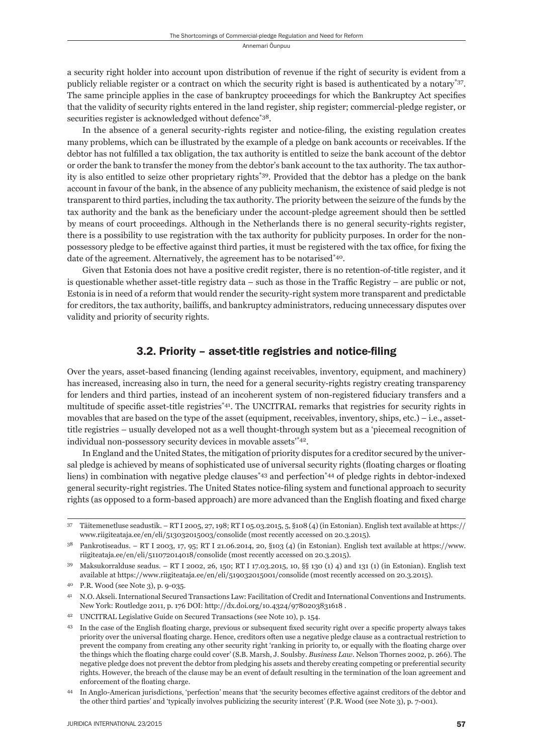a security right holder into account upon distribution of revenue if the right of security is evident from a publicly reliable register or a contract on which the security right is based is authenticated by a notary[*37]. The same principle applies in the case of bankruptcy proceedings for which the Bankruptcy Act specifies that the validity of security rights entered in the land register, ship register; commercial-pledge register, or securities register is acknowledged without defence[*38].

In the absence of a general security-rights register and notice-filing, the existing regulation creates many problems, which can be illustrated by the example of a pledge on bank accounts or receivables. If the debtor has not fulfilled a tax obligation, the tax authority is entitled to seize the bank account of the debtor or order the bank to transfer the money from the debtor's bank account to the tax authority. The tax authority is also entitled to seize other proprietary rights[*39]. Provided that the debtor has a pledge on the bank account in favour of the bank, in the absence of any publicity mechanism, the existence of said pledge is not transparent to third parties, including the tax authority. The priority between the seizure of the funds by the tax authority and the bank as the beneficiary under the account-pledge agreement should then be settled by means of court proceedings. Although in the Netherlands there is no general security-rights register, there is a possibility to use registration with the tax authority for publicity purposes. In order for the non-possessory pledge to be effective against third parties, it must be registered with the tax office, for fixing the date of the agreement. Alternatively, the agreement has to be notarised[*40].

Given that Estonia does not have a positive credit register, there is no retention-of-title register, and it is questionable whether asset-title registry data – such as those in the Traffic Registry – are public or not, Estonia is in need of a reform that would render the security-right system more transparent and predictable for creditors, the tax authority, bailiffs, and bankruptcy administrators, reducing unnecessary disputes over validity and priority of security rights.

### 3.2. Priority – asset-title registries and notice-filing

Over the years, asset-based financing (lending against receivables, inventory, equipment, and machinery) has increased, increasing also in turn, the need for a general security-rights registry creating transparency for lenders and third parties, instead of an incoherent system of non-registered fiduciary transfers and a multitude of specific asset-title registries[*41]. The UNCITRAL remarks that registries for security rights in movables that are based on the type of the asset (equipment, receivables, inventory, ships, etc.) – i.e., asset-title registries – usually developed not as a well thought-through system but as a 'piecemeal recognition of individual non-possessory security devices in movable assets'[*42].

In England and the United States, the mitigation of priority disputes for a creditor secured by the universal pledge is achieved by means of sophisticated use of universal security rights (floating charges or floating liens) in combination with negative pledge clauses[*43] and perfection[*44] of pledge rights in debtor-indexed general security-right registries. The United States notice-filing system and functional approach to security rights (as opposed to a form-based approach) are more advanced than the English floating and fixed charge

---

[37] Täitemenetluse seadustik. – RT I 2005, 27, 198; RT I 05.03.2015, 5, §108 (4) (in Estonian). English text available at https://www.riigiteataja.ee/en/eli/513032015003/consolide (most recently accessed on 20.3.2015).

[38] Pankrotiseadus. – RT I 2003, 17, 95; RT I 21.06.2014, 20, §103 (4) (in Estonian). English text available at https://www.riigiteataja.ee/en/eli/511072014018/consolide (most recently accessed on 20.3.2015).

[39] Maksukorralduse seadus. – RT I 2002, 26, 150; RT I 17.03.2015, 10, §§ 130 (1) 4) and 131 (1) (in Estonian). English text available at https://www.riigiteataja.ee/en/eli/519032015001/consolide (most recently accessed on 20.3.2015).

[40] P.R. Wood (see Note 3), p. 9-035.

[41] N.O. Akseli. International Secured Transactions Law: Facilitation of Credit and International Conventions and Instruments. New York: Routledge 2011, p. 176 DOI: http://dx.doi.org/10.4324/9780203831618 .

[42] UNCITRAL Legislative Guide on Secured Transactions (see Note 10), p. 154.

[43] In the case of the English floating charge, previous or subsequent fixed security right over a specific property always takes priority over the universal floating charge. Hence, creditors often use a negative pledge clause as a contractual restriction to prevent the company from creating any other security right 'ranking in priority to, or equally with the floating charge over the things which the floating charge could cover' (S.B. Marsh, J. Soulsby. *Business Law*. Nelson Thornes 2002, p. 266). The negative pledge does not prevent the debtor from pledging his assets and thereby creating competing or preferential security rights. However, the breach of the clause may be an event of default resulting in the termination of the loan agreement and enforcement of the floating charge.

[44] In Anglo-American jurisdictions, 'perfection' means that 'the security becomes effective against creditors of the debtor and the other third parties' and 'typically involves publicizing the security interest' (P.R. Wood (see Note 3), p. 7-001).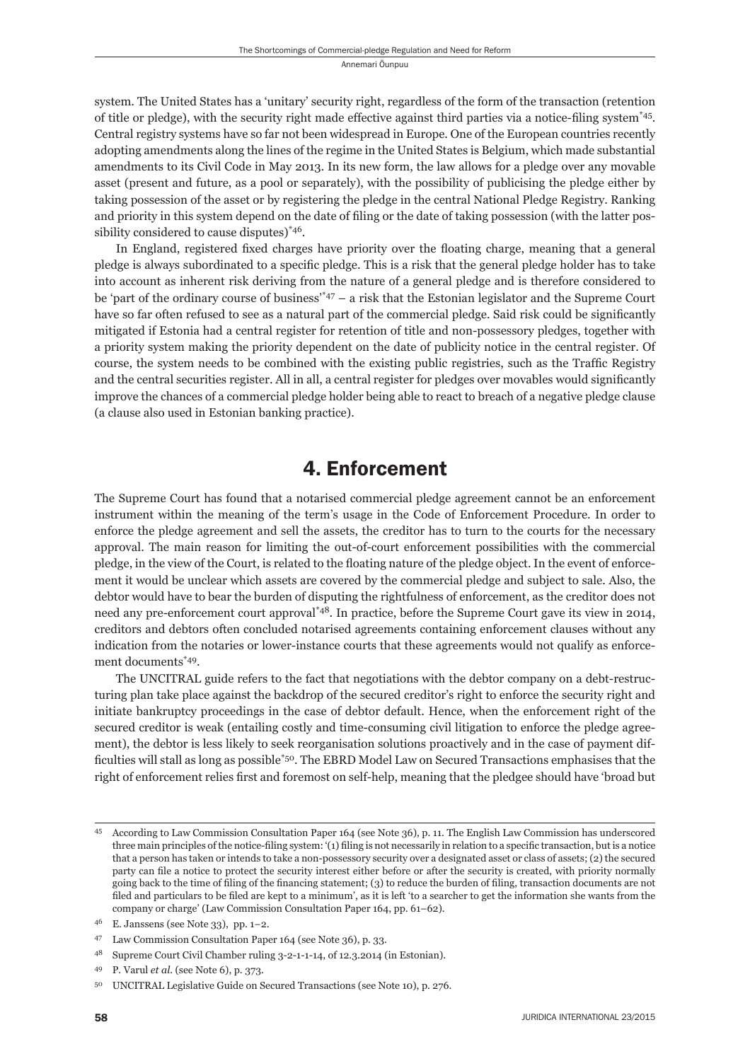system. The United States has a 'unitary' security right, regardless of the form of the transaction (retention of title or pledge), with the security right made effective against third parties via a notice-filing system[*45]. Central registry systems have so far not been widespread in Europe. One of the European countries recently adopting amendments along the lines of the regime in the United States is Belgium, which made substantial amendments to its Civil Code in May 2013. In its new form, the law allows for a pledge over any movable asset (present and future, as a pool or separately), with the possibility of publicising the pledge either by taking possession of the asset or by registering the pledge in the central National Pledge Registry. Ranking and priority in this system depend on the date of filing or the date of taking possession (with the latter possibility considered to cause disputes)[*46].

In England, registered fixed charges have priority over the floating charge, meaning that a general pledge is always subordinated to a specific pledge. This is a risk that the general pledge holder has to take into account as inherent risk deriving from the nature of a general pledge and is therefore considered to be 'part of the ordinary course of business'[*47] – a risk that the Estonian legislator and the Supreme Court have so far often refused to see as a natural part of the commercial pledge. Said risk could be significantly mitigated if Estonia had a central register for retention of title and non-possessory pledges, together with a priority system making the priority dependent on the date of publicity notice in the central register. Of course, the system needs to be combined with the existing public registries, such as the Traffic Registry and the central securities register. All in all, a central register for pledges over movables would significantly improve the chances of a commercial pledge holder being able to react to breach of a negative pledge clause (a clause also used in Estonian banking practice).

## 4. Enforcement

The Supreme Court has found that a notarised commercial pledge agreement cannot be an enforcement instrument within the meaning of the term's usage in the Code of Enforcement Procedure. In order to enforce the pledge agreement and sell the assets, the creditor has to turn to the courts for the necessary approval. The main reason for limiting the out-of-court enforcement possibilities with the commercial pledge, in the view of the Court, is related to the floating nature of the pledge object. In the event of enforcement it would be unclear which assets are covered by the commercial pledge and subject to sale. Also, the debtor would have to bear the burden of disputing the rightfulness of enforcement, as the creditor does not need any pre-enforcement court approval[*48]. In practice, before the Supreme Court gave its view in 2014, creditors and debtors often concluded notarised agreements containing enforcement clauses without any indication from the notaries or lower-instance courts that these agreements would not qualify as enforcement documents[*49].

The UNCITRAL guide refers to the fact that negotiations with the debtor company on a debt-restructuring plan take place against the backdrop of the secured creditor's right to enforce the security right and initiate bankruptcy proceedings in the case of debtor default. Hence, when the enforcement right of the secured creditor is weak (entailing costly and time-consuming civil litigation to enforce the pledge agreement), the debtor is less likely to seek reorganisation solutions proactively and in the case of payment difficulties will stall as long as possible[*50]. The EBRD Model Law on Secured Transactions emphasises that the right of enforcement relies first and foremost on self-help, meaning that the pledgee should have 'broad but

---

45 According to Law Commission Consultation Paper 164 (see Note 36), p. 11. The English Law Commission has underscored three main principles of the notice-filing system: '(1) filing is not necessarily in relation to a specific transaction, but is a notice that a person has taken or intends to take a non-possessory security over a designated asset or class of assets; (2) the secured party can file a notice to protect the security interest either before or after the security is created, with priority normally going back to the time of filing of the financing statement; (3) to reduce the burden of filing, transaction documents are not filed and particulars to be filed are kept to a minimum', as it is left 'to a searcher to get the information she wants from the company or charge' (Law Commission Consultation Paper 164, pp. 61–62).

46 E. Janssens (see Note 33), pp. 1–2.

47 Law Commission Consultation Paper 164 (see Note 36), p. 33.

48 Supreme Court Civil Chamber ruling 3-2-1-1-14, of 12.3.2014 (in Estonian).

49 P. Varul *et al.* (see Note 6), p. 373.

50 UNCITRAL Legislative Guide on Secured Transactions (see Note 10), p. 276.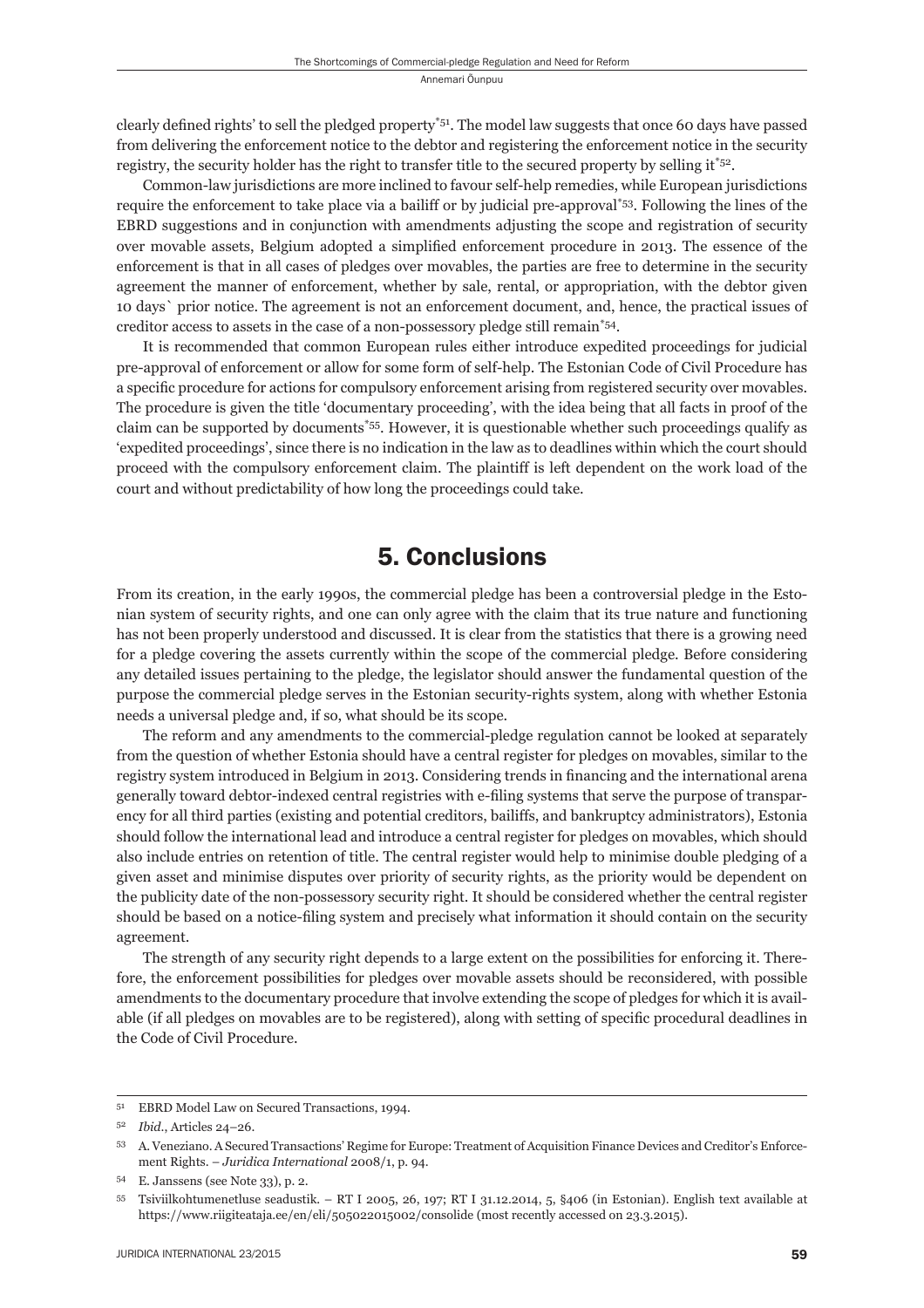clearly defined rights' to sell the pledged property*[51]. The model law suggests that once 60 days have passed from delivering the enforcement notice to the debtor and registering the enforcement notice in the security registry, the security holder has the right to transfer title to the secured property by selling it*[52].

Common-law jurisdictions are more inclined to favour self-help remedies, while European jurisdictions require the enforcement to take place via a bailiff or by judicial pre-approval*[53]. Following the lines of the EBRD suggestions and in conjunction with amendments adjusting the scope and registration of security over movable assets, Belgium adopted a simplified enforcement procedure in 2013. The essence of the enforcement is that in all cases of pledges over movables, the parties are free to determine in the security agreement the manner of enforcement, whether by sale, rental, or appropriation, with the debtor given 10 days` prior notice. The agreement is not an enforcement document, and, hence, the practical issues of creditor access to assets in the case of a non-possessory pledge still remain*[54].

It is recommended that common European rules either introduce expedited proceedings for judicial pre-approval of enforcement or allow for some form of self-help. The Estonian Code of Civil Procedure has a specific procedure for actions for compulsory enforcement arising from registered security over movables. The procedure is given the title 'documentary proceeding', with the idea being that all facts in proof of the claim can be supported by documents*[55]. However, it is questionable whether such proceedings qualify as 'expedited proceedings', since there is no indication in the law as to deadlines within which the court should proceed with the compulsory enforcement claim. The plaintiff is left dependent on the work load of the court and without predictability of how long the proceedings could take.

## 5. Conclusions

From its creation, in the early 1990s, the commercial pledge has been a controversial pledge in the Estonian system of security rights, and one can only agree with the claim that its true nature and functioning has not been properly understood and discussed. It is clear from the statistics that there is a growing need for a pledge covering the assets currently within the scope of the commercial pledge. Before considering any detailed issues pertaining to the pledge, the legislator should answer the fundamental question of the purpose the commercial pledge serves in the Estonian security-rights system, along with whether Estonia needs a universal pledge and, if so, what should be its scope.

The reform and any amendments to the commercial-pledge regulation cannot be looked at separately from the question of whether Estonia should have a central register for pledges on movables, similar to the registry system introduced in Belgium in 2013. Considering trends in financing and the international arena generally toward debtor-indexed central registries with e-filing systems that serve the purpose of transparency for all third parties (existing and potential creditors, bailiffs, and bankruptcy administrators), Estonia should follow the international lead and introduce a central register for pledges on movables, which should also include entries on retention of title. The central register would help to minimise double pledging of a given asset and minimise disputes over priority of security rights, as the priority would be dependent on the publicity date of the non-possessory security right. It should be considered whether the central register should be based on a notice-filing system and precisely what information it should contain on the security agreement.

The strength of any security right depends to a large extent on the possibilities for enforcing it. Therefore, the enforcement possibilities for pledges over movable assets should be reconsidered, with possible amendments to the documentary procedure that involve extending the scope of pledges for which it is available (if all pledges on movables are to be registered), along with setting of specific procedural deadlines in the Code of Civil Procedure.

---

[51] EBRD Model Law on Secured Transactions, 1994.

[52] *Ibid.*, Articles 24–26.

[53] A. Veneziano. A Secured Transactions' Regime for Europe: Treatment of Acquisition Finance Devices and Creditor's Enforcement Rights. – *Juridica International* 2008/1, p. 94.

[54] E. Janssens (see Note 33), p. 2.

[55] Tsiviilkohtumenetluse seadustik. – RT I 2005, 26, 197; RT I 31.12.2014, 5, §406 (in Estonian). English text available at https://www.riigiteataja.ee/en/eli/505022015002/consolide (most recently accessed on 23.3.2015).